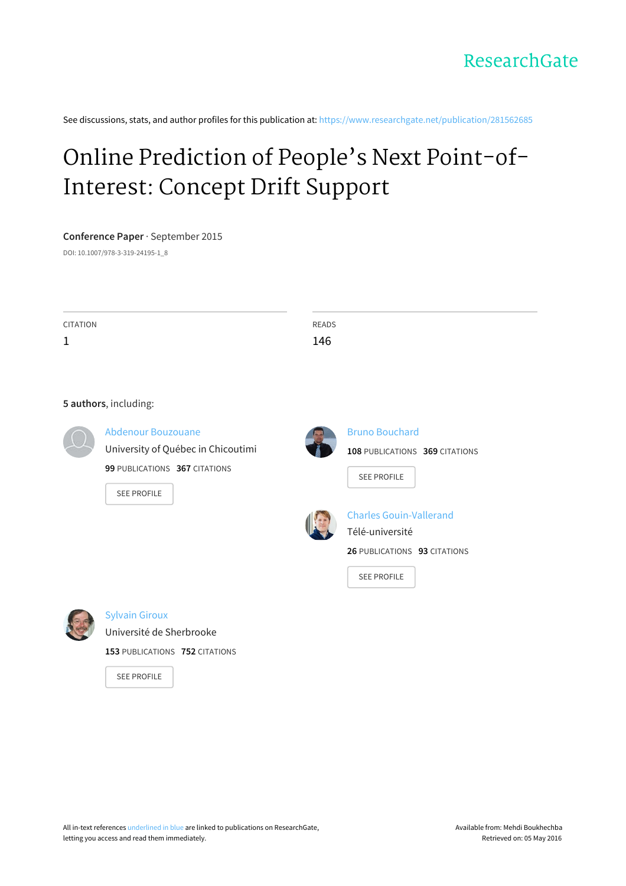ResearchGate

See discussions, stats, and author profiles for this publication at: https://www.researchgate.net/publication/281562685

# Online Prediction of People's Next Point-of-Interest: Concept Drift Support

**Conference Paper** · September 2015

DOI: 10.1007/978-3-319-24195-1_8

| CITATION | READS |
|---|---|
| 1 | 146 |

**5 authors**, including:

**Abdenour Bouzouane**
University of Québec in Chicoutimi
**99** PUBLICATIONS **367** CITATIONS
SEE PROFILE

**Bruno Bouchard**
**108** PUBLICATIONS **369** CITATIONS
SEE PROFILE

**Charles Gouin-Vallerand**
Télé-université
**26** PUBLICATIONS **93** CITATIONS
SEE PROFILE

**Sylvain Giroux**
Université de Sherbrooke
**153** PUBLICATIONS **752** CITATIONS
SEE PROFILE

All in-text references underlined in blue are linked to publications on ResearchGate, letting you access and read them immediately.

Available from: Mehdi Boukhechba
Retrieved on: 05 May 2016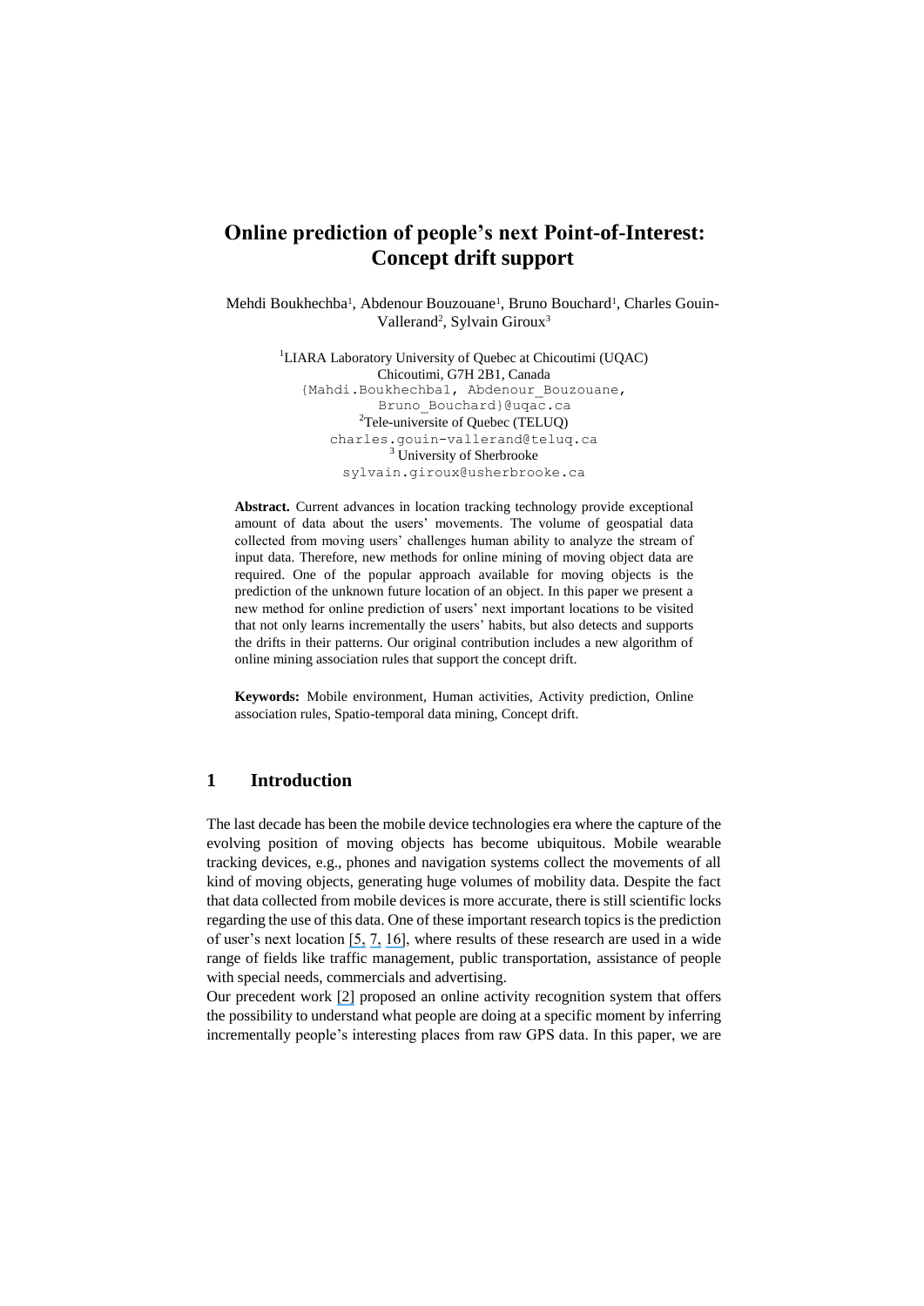# Online prediction of people's next Point-of-Interest: Concept drift support

Mehdi Boukhechba[1], Abdenour Bouzouane[1], Bruno Bouchard[1], Charles Gouin-Vallerand[2], Sylvain Giroux[3]

[1]LIARA Laboratory University of Quebec at Chicoutimi (UQAC)
Chicoutimi, G7H 2B1, Canada
{Mahdi.Boukhechba1, Abdenour_Bouzouane, Bruno_Bouchard}@uqac.ca
[2]Tele-universite of Quebec (TELUQ)
charles.gouin-vallerand@teluq.ca
[3] University of Sherbrooke
sylvain.giroux@usherbrooke.ca

**Abstract.** Current advances in location tracking technology provide exceptional amount of data about the users' movements. The volume of geospatial data collected from moving users' challenges human ability to analyze the stream of input data. Therefore, new methods for online mining of moving object data are required. One of the popular approach available for moving objects is the prediction of the unknown future location of an object. In this paper we present a new method for online prediction of users' next important locations to be visited that not only learns incrementally the users' habits, but also detects and supports the drifts in their patterns. Our original contribution includes a new algorithm of online mining association rules that support the concept drift.

**Keywords:** Mobile environment, Human activities, Activity prediction, Online association rules, Spatio-temporal data mining, Concept drift.

## 1 Introduction

The last decade has been the mobile device technologies era where the capture of the evolving position of moving objects has become ubiquitous. Mobile wearable tracking devices, e.g., phones and navigation systems collect the movements of all kind of moving objects, generating huge volumes of mobility data. Despite the fact that data collected from mobile devices is more accurate, there is still scientific locks regarding the use of this data. One of these important research topics is the prediction of user's next location [5, 7, 16], where results of these research are used in a wide range of fields like traffic management, public transportation, assistance of people with special needs, commercials and advertising.

Our precedent work [2] proposed an online activity recognition system that offers the possibility to understand what people are doing at a specific moment by inferring incrementally people's interesting places from raw GPS data. In this paper, we are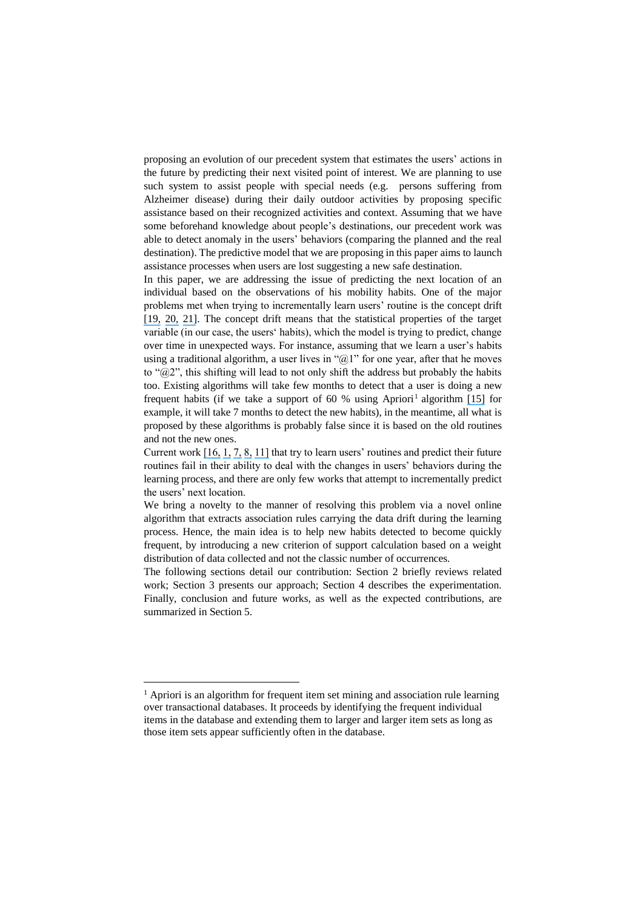proposing an evolution of our precedent system that estimates the users' actions in the future by predicting their next visited point of interest. We are planning to use such system to assist people with special needs (e.g. persons suffering from Alzheimer disease) during their daily outdoor activities by proposing specific assistance based on their recognized activities and context. Assuming that we have some beforehand knowledge about people's destinations, our precedent work was able to detect anomaly in the users' behaviors (comparing the planned and the real destination). The predictive model that we are proposing in this paper aims to launch assistance processes when users are lost suggesting a new safe destination.

In this paper, we are addressing the issue of predicting the next location of an individual based on the observations of his mobility habits. One of the major problems met when trying to incrementally learn users' routine is the concept drift [19, 20, 21]. The concept drift means that the statistical properties of the target variable (in our case, the users' habits), which the model is trying to predict, change over time in unexpected ways. For instance, assuming that we learn a user's habits using a traditional algorithm, a user lives in "@1" for one year, after that he moves to "@2", this shifting will lead to not only shift the address but probably the habits too. Existing algorithms will take few months to detect that a user is doing a new frequent habits (if we take a support of 60 % using Apriori[1] algorithm [15] for example, it will take 7 months to detect the new habits), in the meantime, all what is proposed by these algorithms is probably false since it is based on the old routines and not the new ones.

Current work [16, 1, 7, 8, 11] that try to learn users' routines and predict their future routines fail in their ability to deal with the changes in users' behaviors during the learning process, and there are only few works that attempt to incrementally predict the users' next location.

We bring a novelty to the manner of resolving this problem via a novel online algorithm that extracts association rules carrying the data drift during the learning process. Hence, the main idea is to help new habits detected to become quickly frequent, by introducing a new criterion of support calculation based on a weight distribution of data collected and not the classic number of occurrences.

The following sections detail our contribution: Section 2 briefly reviews related work; Section 3 presents our approach; Section 4 describes the experimentation. Finally, conclusion and future works, as well as the expected contributions, are summarized in Section 5.

[1] Apriori is an algorithm for frequent item set mining and association rule learning over transactional databases. It proceeds by identifying the frequent individual items in the database and extending them to larger and larger item sets as long as those item sets appear sufficiently often in the database.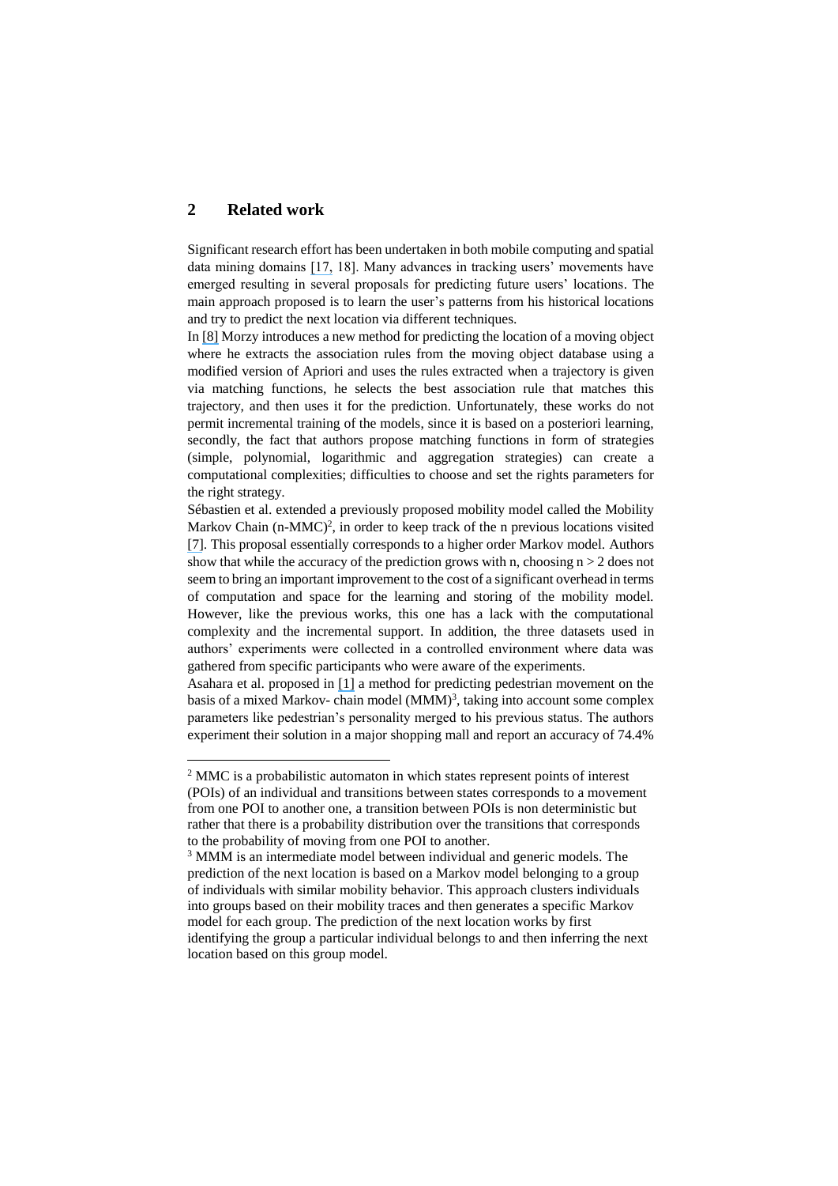## 2 Related work

Significant research effort has been undertaken in both mobile computing and spatial data mining domains [17, 18]. Many advances in tracking users' movements have emerged resulting in several proposals for predicting future users' locations. The main approach proposed is to learn the user's patterns from his historical locations and try to predict the next location via different techniques.

In [8] Morzy introduces a new method for predicting the location of a moving object where he extracts the association rules from the moving object database using a modified version of Apriori and uses the rules extracted when a trajectory is given via matching functions, he selects the best association rule that matches this trajectory, and then uses it for the prediction. Unfortunately, these works do not permit incremental training of the models, since it is based on a posteriori learning, secondly, the fact that authors propose matching functions in form of strategies (simple, polynomial, logarithmic and aggregation strategies) can create a computational complexities; difficulties to choose and set the rights parameters for the right strategy.

Sébastien et al. extended a previously proposed mobility model called the Mobility Markov Chain (n-MMC)[2], in order to keep track of the n previous locations visited [7]. This proposal essentially corresponds to a higher order Markov model. Authors show that while the accuracy of the prediction grows with n, choosing $n > 2$ does not seem to bring an important improvement to the cost of a significant overhead in terms of computation and space for the learning and storing of the mobility model. However, like the previous works, this one has a lack with the computational complexity and the incremental support. In addition, the three datasets used in authors' experiments were collected in a controlled environment where data was gathered from specific participants who were aware of the experiments.

Asahara et al. proposed in [1] a method for predicting pedestrian movement on the basis of a mixed Markov- chain model (MMM)[3], taking into account some complex parameters like pedestrian's personality merged to his previous status. The authors experiment their solution in a major shopping mall and report an accuracy of 74.4%

---

[2] MMC is a probabilistic automaton in which states represent points of interest (POIs) of an individual and transitions between states corresponds to a movement from one POI to another one, a transition between POIs is non deterministic but rather that there is a probability distribution over the transitions that corresponds to the probability of moving from one POI to another.

[3] MMM is an intermediate model between individual and generic models. The prediction of the next location is based on a Markov model belonging to a group of individuals with similar mobility behavior. This approach clusters individuals into groups based on their mobility traces and then generates a specific Markov model for each group. The prediction of the next location works by first identifying the group a particular individual belongs to and then inferring the next location based on this group model.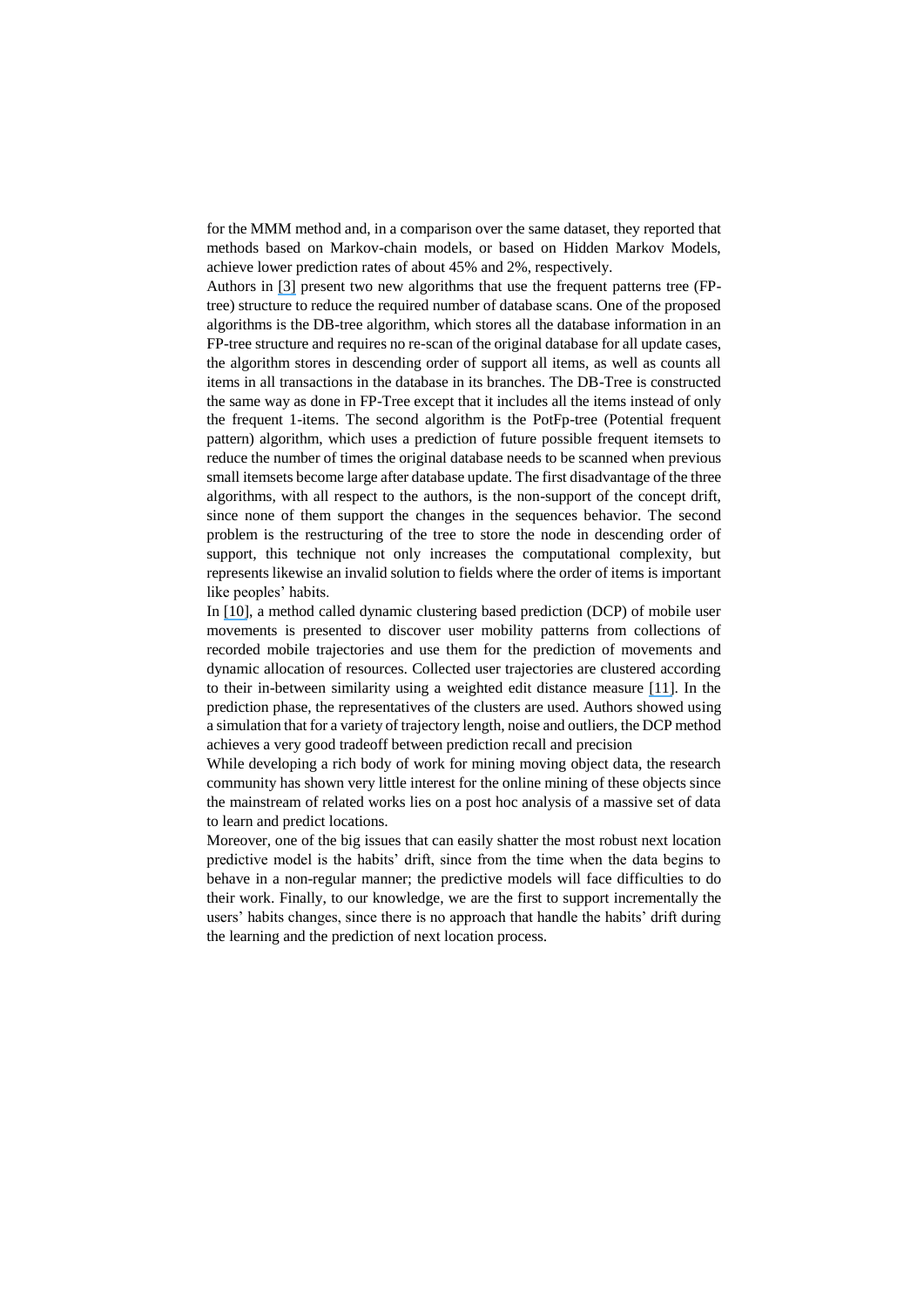for the MMM method and, in a comparison over the same dataset, they reported that methods based on Markov-chain models, or based on Hidden Markov Models, achieve lower prediction rates of about 45% and 2%, respectively.

Authors in [3] present two new algorithms that use the frequent patterns tree (FP-tree) structure to reduce the required number of database scans. One of the proposed algorithms is the DB-tree algorithm, which stores all the database information in an FP-tree structure and requires no re-scan of the original database for all update cases, the algorithm stores in descending order of support all items, as well as counts all items in all transactions in the database in its branches. The DB-Tree is constructed the same way as done in FP-Tree except that it includes all the items instead of only the frequent 1-items. The second algorithm is the PotFp-tree (Potential frequent pattern) algorithm, which uses a prediction of future possible frequent itemsets to reduce the number of times the original database needs to be scanned when previous small itemsets become large after database update. The first disadvantage of the three algorithms, with all respect to the authors, is the non-support of the concept drift, since none of them support the changes in the sequences behavior. The second problem is the restructuring of the tree to store the node in descending order of support, this technique not only increases the computational complexity, but represents likewise an invalid solution to fields where the order of items is important like peoples' habits.

In [10], a method called dynamic clustering based prediction (DCP) of mobile user movements is presented to discover user mobility patterns from collections of recorded mobile trajectories and use them for the prediction of movements and dynamic allocation of resources. Collected user trajectories are clustered according to their in-between similarity using a weighted edit distance measure [11]. In the prediction phase, the representatives of the clusters are used. Authors showed using a simulation that for a variety of trajectory length, noise and outliers, the DCP method achieves a very good tradeoff between prediction recall and precision

While developing a rich body of work for mining moving object data, the research community has shown very little interest for the online mining of these objects since the mainstream of related works lies on a post hoc analysis of a massive set of data to learn and predict locations.

Moreover, one of the big issues that can easily shatter the most robust next location predictive model is the habits' drift, since from the time when the data begins to behave in a non-regular manner; the predictive models will face difficulties to do their work. Finally, to our knowledge, we are the first to support incrementally the users' habits changes, since there is no approach that handle the habits' drift during the learning and the prediction of next location process.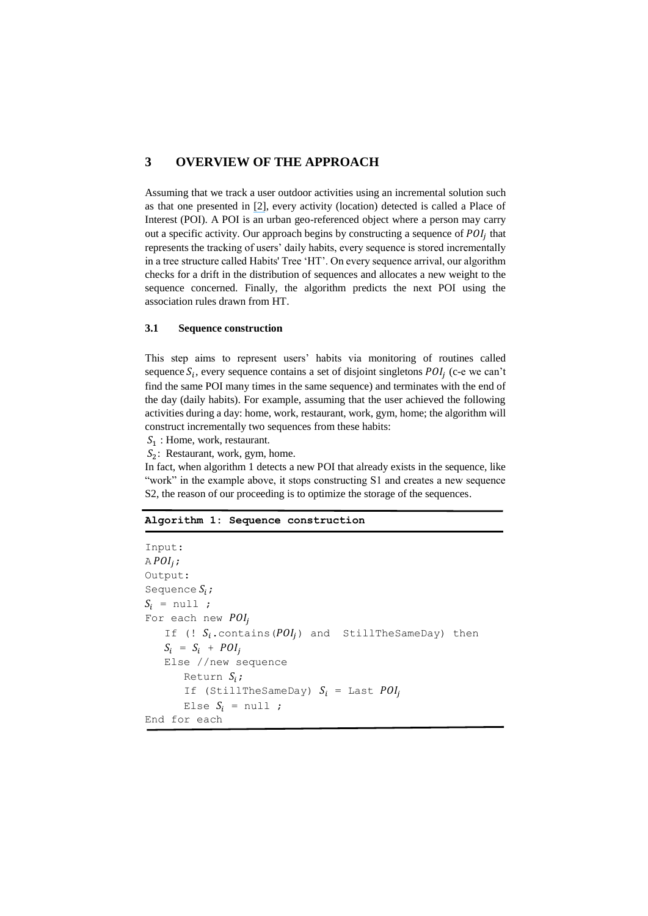## 3 OVERVIEW OF THE APPROACH

Assuming that we track a user outdoor activities using an incremental solution such as that one presented in [2], every activity (location) detected is called a Place of Interest (POI). A POI is an urban geo-referenced object where a person may carry out a specific activity. Our approach begins by constructing a sequence of $POI_j$ that represents the tracking of users' daily habits, every sequence is stored incrementally in a tree structure called Habits' Tree 'HT'. On every sequence arrival, our algorithm checks for a drift in the distribution of sequences and allocates a new weight to the sequence concerned. Finally, the algorithm predicts the next POI using the association rules drawn from HT.

### 3.1 Sequence construction

This step aims to represent users' habits via monitoring of routines called sequence $S_i$, every sequence contains a set of disjoint singletons $POI_j$ (c-e we can't find the same POI many times in the same sequence) and terminates with the end of the day (daily habits). For example, assuming that the user achieved the following activities during a day: home, work, restaurant, work, gym, home; the algorithm will construct incrementally two sequences from these habits:

$S_1$ : Home, work, restaurant.

$S_2$: Restaurant, work, gym, home.

In fact, when algorithm 1 detects a new POI that already exists in the sequence, like "work" in the example above, it stops constructing S1 and creates a new sequence S2, the reason of our proceeding is to optimize the storage of the sequences.

**Algorithm 1: Sequence construction**

```
Input:
A POI_j;
Output:
Sequence S_i;
S_i = null ;
For each new POI_j
   If (! S_i.contains(POI_j) and  StillTheSameDay) then
   S_i = S_i + POI_j
   Else //new sequence
      Return S_i;
      If (StillTheSameDay) S_i = Last POI_j
      Else S_i = null ;
End for each
```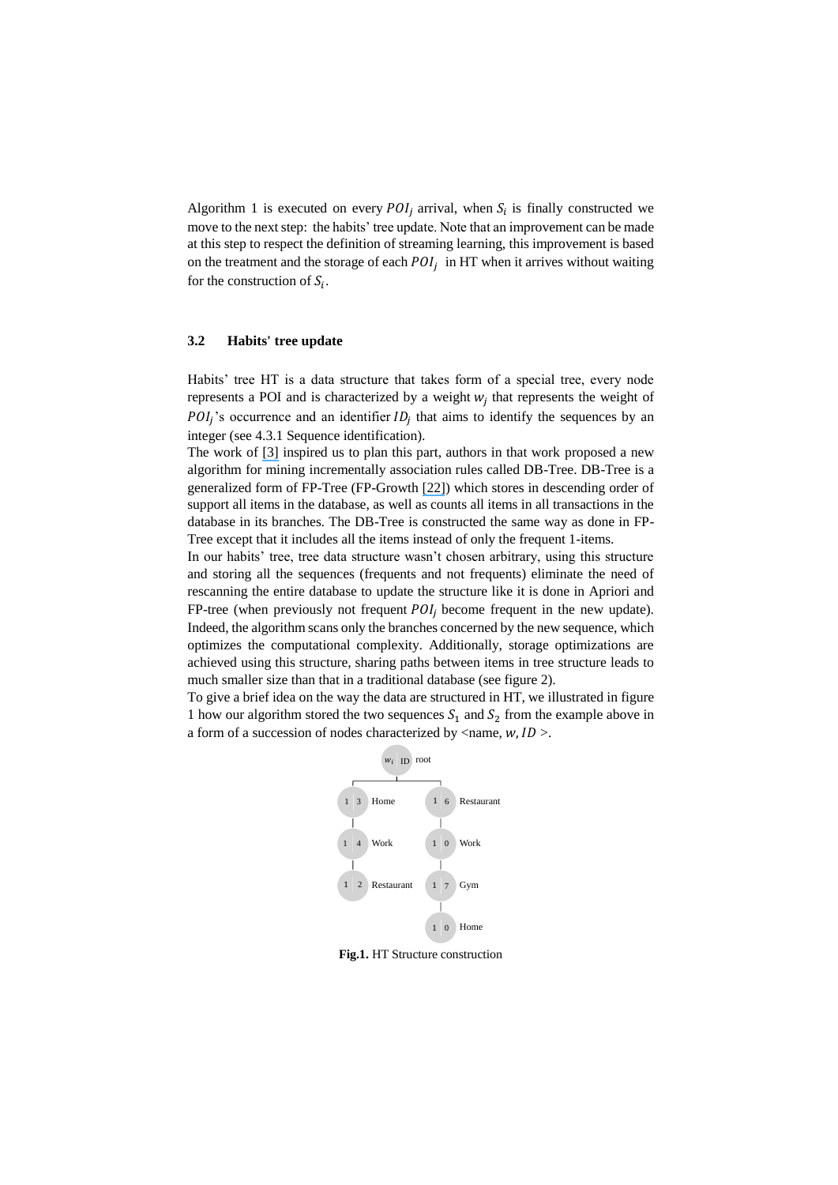Algorithm 1 is executed on every $POI_j$ arrival, when $S_i$ is finally constructed we move to the next step: the habits' tree update. Note that an improvement can be made at this step to respect the definition of streaming learning, this improvement is based on the treatment and the storage of each $POI_j$ in HT when it arrives without waiting for the construction of $S_i$.

### 3.2 Habits' tree update

Habits' tree HT is a data structure that takes form of a special tree, every node represents a POI and is characterized by a weight $w_j$ that represents the weight of $POI_j$'s occurrence and an identifier $ID_j$ that aims to identify the sequences by an integer (see 4.3.1 Sequence identification).

The work of [3] inspired us to plan this part, authors in that work proposed a new algorithm for mining incrementally association rules called DB-Tree. DB-Tree is a generalized form of FP-Tree (FP-Growth [22]) which stores in descending order of support all items in the database, as well as counts all items in all transactions in the database in its branches. The DB-Tree is constructed the same way as done in FP-Tree except that it includes all the items instead of only the frequent 1-items.

In our habits' tree, tree data structure wasn't chosen arbitrary, using this structure and storing all the sequences (frequents and not frequents) eliminate the need of rescanning the entire database to update the structure like it is done in Apriori and FP-tree (when previously not frequent $POI_j$ become frequent in the new update). Indeed, the algorithm scans only the branches concerned by the new sequence, which optimizes the computational complexity. Additionally, storage optimizations are achieved using this structure, sharing paths between items in tree structure leads to much smaller size than that in a traditional database (see figure 2).

To give a brief idea on the way the data are structured in HT, we illustrated in figure 1 how our algorithm stored the two sequences $S_1$ and $S_2$ from the example above in a form of a succession of nodes characterized by <name, $w, ID$ >.

**Fig.1.** HT Structure construction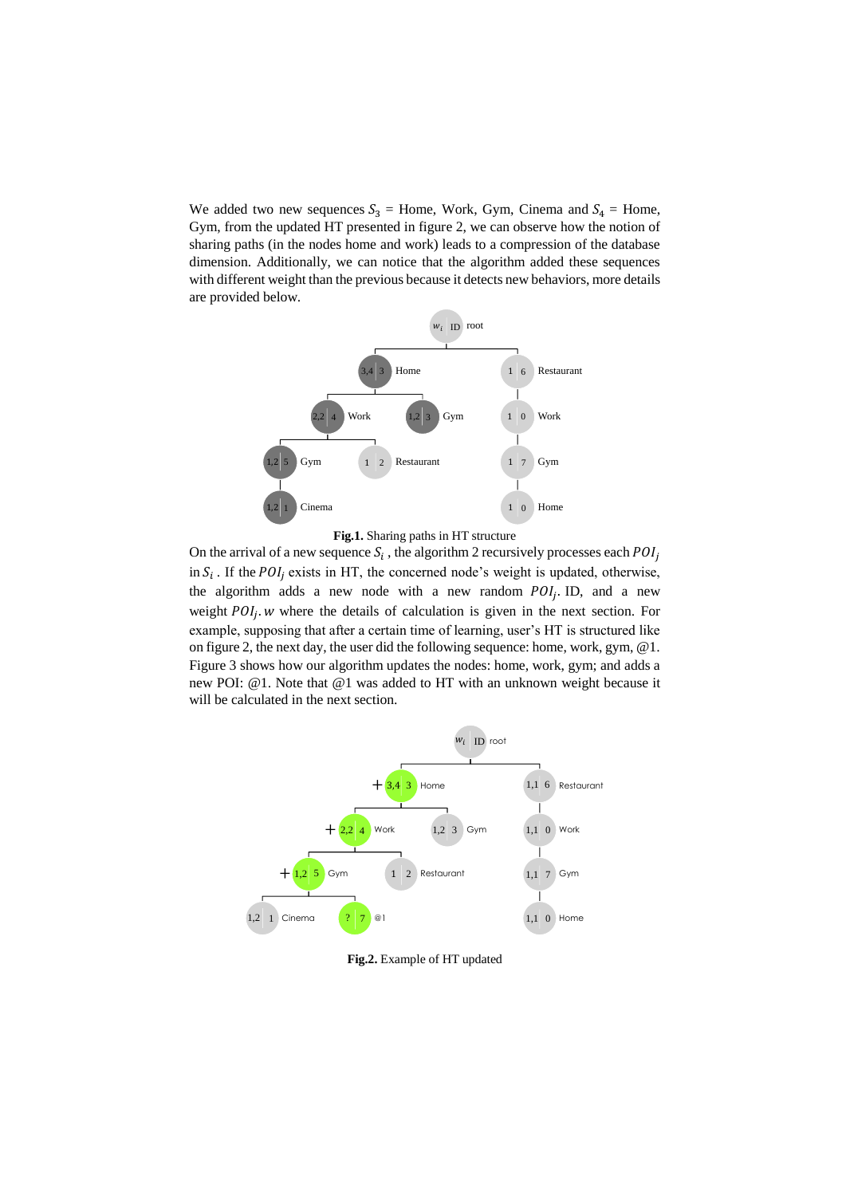We added two new sequences $S_3$ = Home, Work, Gym, Cinema and $S_4$ = Home, Gym, from the updated HT presented in figure 2, we can observe how the notion of sharing paths (in the nodes home and work) leads to a compression of the database dimension. Additionally, we can notice that the algorithm added these sequences with different weight than the previous because it detects new behaviors, more details are provided below.

**Fig.1.** Sharing paths in HT structure

On the arrival of a new sequence $S_i$ , the algorithm 2 recursively processes each $POI_j$ in $S_i$ . If the $POI_j$ exists in HT, the concerned node's weight is updated, otherwise, the algorithm adds a new node with a new random $POI_j$. ID, and a new weight $POI_j.w$ where the details of calculation is given in the next section. For example, supposing that after a certain time of learning, user's HT is structured like on figure 2, the next day, the user did the following sequence: home, work, gym, @1. Figure 3 shows how our algorithm updates the nodes: home, work, gym; and adds a new POI: @1. Note that @1 was added to HT with an unknown weight because it will be calculated in the next section.

**Fig.2.** Example of HT updated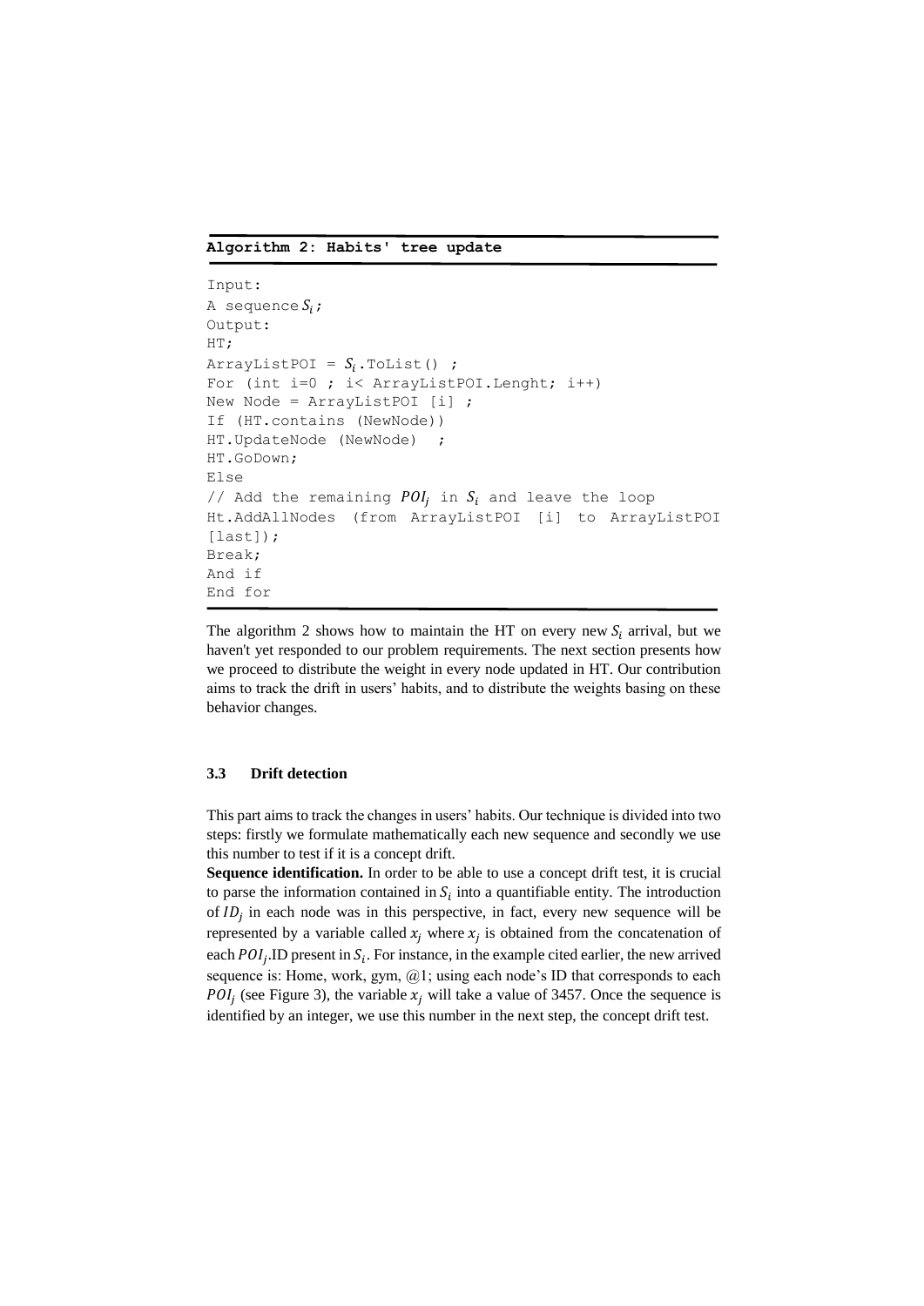**Algorithm 2: Habits' tree update**

```
Input:
A sequence S_i;
Output:
HT;
ArrayListPOI = S_i.ToList() ;
For (int i=0 ; i< ArrayListPOI.Lenght; i++)
New Node = ArrayListPOI [i] ;
If (HT.contains (NewNode))
HT.UpdateNode (NewNode)  ;
HT.GoDown;
Else
// Add the remaining POI_j in S_i and leave the loop
Ht.AddAllNodes  (from  ArrayListPOI  [i]  to  ArrayListPOI
[last]);
Break;
And if
End for
```

The algorithm 2 shows how to maintain the HT on every new $S_i$ arrival, but we haven't yet responded to our problem requirements. The next section presents how we proceed to distribute the weight in every node updated in HT. Our contribution aims to track the drift in users' habits, and to distribute the weights basing on these behavior changes.

### 3.3 Drift detection

This part aims to track the changes in users' habits. Our technique is divided into two steps: firstly we formulate mathematically each new sequence and secondly we use this number to test if it is a concept drift.

**Sequence identification.** In order to be able to use a concept drift test, it is crucial to parse the information contained in $S_i$ into a quantifiable entity. The introduction of $ID_j$ in each node was in this perspective, in fact, every new sequence will be represented by a variable called $x_j$ where $x_j$ is obtained from the concatenation of each $POI_j$.ID present in $S_i$. For instance, in the example cited earlier, the new arrived sequence is: Home, work, gym, @1; using each node's ID that corresponds to each $POI_j$ (see Figure 3), the variable $x_j$ will take a value of 3457. Once the sequence is identified by an integer, we use this number in the next step, the concept drift test.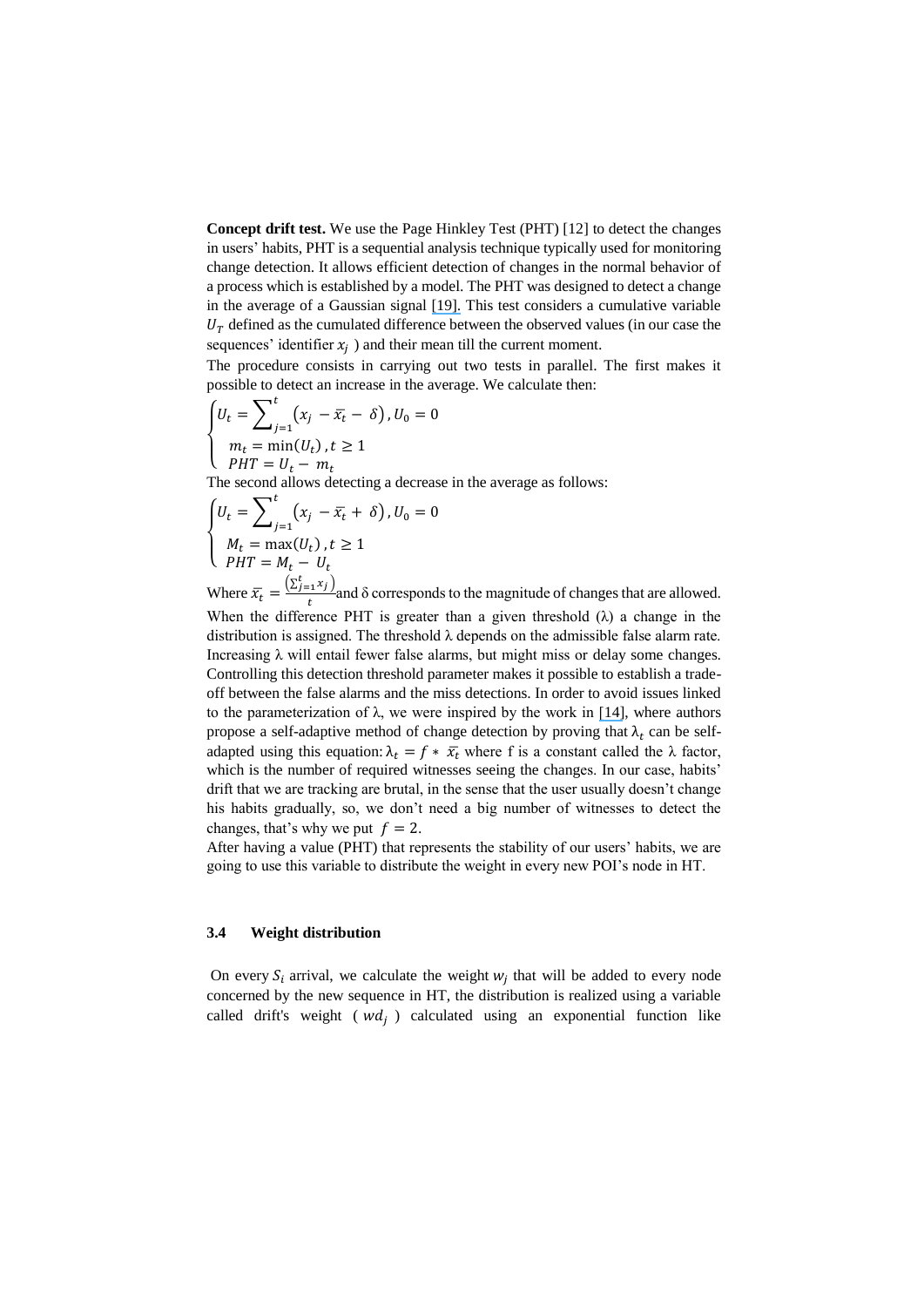**Concept drift test.** We use the Page Hinkley Test (PHT) [12] to detect the changes in users' habits, PHT is a sequential analysis technique typically used for monitoring change detection. It allows efficient detection of changes in the normal behavior of a process which is established by a model. The PHT was designed to detect a change in the average of a Gaussian signal [19]. This test considers a cumulative variable $U_T$ defined as the cumulated difference between the observed values (in our case the sequences' identifier $x_j$ ) and their mean till the current moment.

The procedure consists in carrying out two tests in parallel. The first makes it possible to detect an increase in the average. We calculate then:

$$\begin{cases} U_t = \sum_{j=1}^{t} \left(x_j - \bar{x}_t - \delta\right), U_0 = 0 \\ m_t = \min(U_t), t \geq 1 \\ PHT = U_t - m_t \end{cases}$$

The second allows detecting a decrease in the average as follows:

$$\begin{cases} U_t = \sum_{j=1}^{t} \left(x_j - \bar{x}_t + \delta\right), U_0 = 0 \\ M_t = \max(U_t), t \geq 1 \\ PHT = M_t - U_t \end{cases}$$

Where $\bar{x}_t = \frac{\left(\sum_{j=1}^{t} x_j\right)}{t}$ and δ corresponds to the magnitude of changes that are allowed. When the difference PHT is greater than a given threshold (λ) a change in the distribution is assigned. The threshold λ depends on the admissible false alarm rate. Increasing λ will entail fewer false alarms, but might miss or delay some changes. Controlling this detection threshold parameter makes it possible to establish a trade-off between the false alarms and the miss detections. In order to avoid issues linked to the parameterization of λ, we were inspired by the work in [14], where authors propose a self-adaptive method of change detection by proving that $\lambda_t$ can be self-adapted using this equation: $\lambda_t = f * \bar{x}_t$ where f is a constant called the λ factor, which is the number of required witnesses seeing the changes. In our case, habits' drift that we are tracking are brutal, in the sense that the user usually doesn't change his habits gradually, so, we don't need a big number of witnesses to detect the changes, that's why we put $f = 2$.

After having a value (PHT) that represents the stability of our users' habits, we are going to use this variable to distribute the weight in every new POI's node in HT.

### 3.4 Weight distribution

On every $S_i$ arrival, we calculate the weight $w_j$ that will be added to every node concerned by the new sequence in HT, the distribution is realized using a variable called drift's weight ( $wd_j$ ) calculated using an exponential function like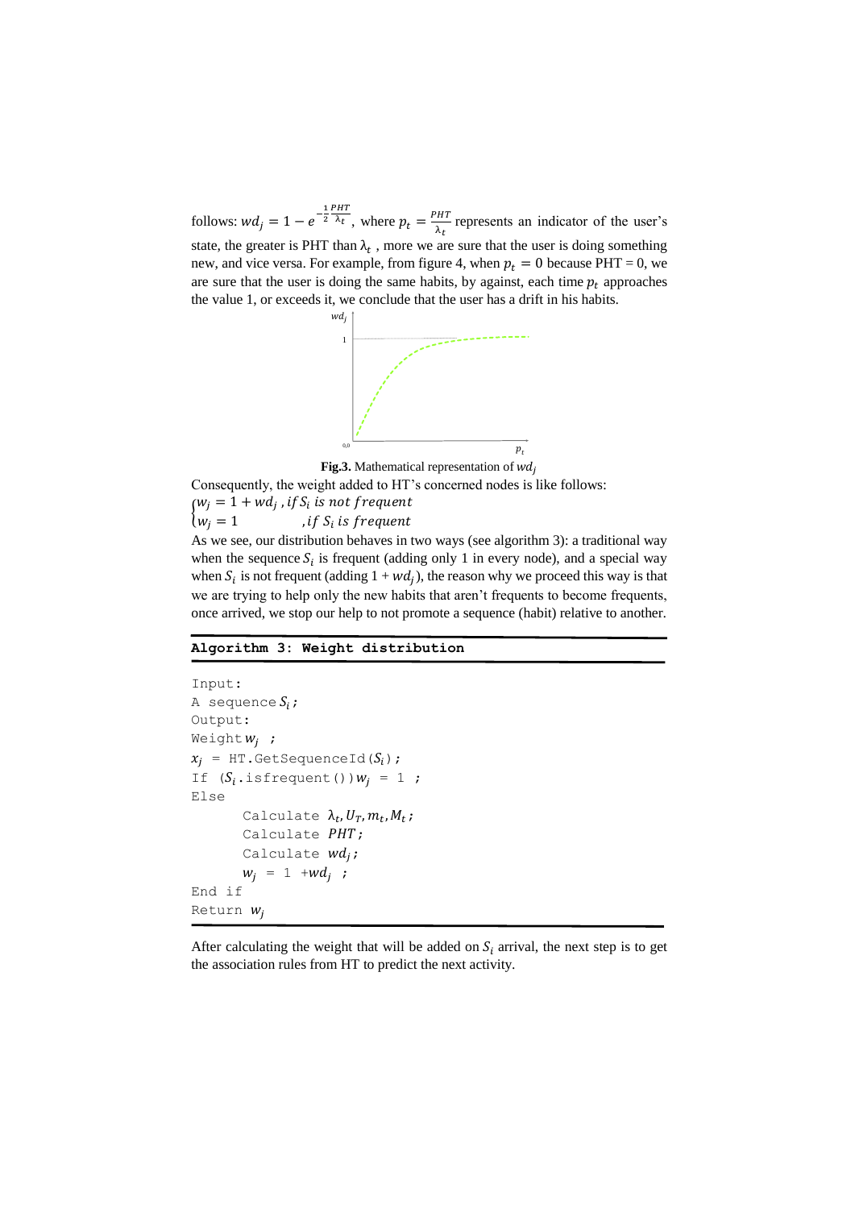follows: $wd_j = 1 - e^{-\frac{1}{2}\frac{PHT}{\lambda_t}}$, where $p_t = \frac{PHT}{\lambda_t}$ represents an indicator of the user's state, the greater is PHT than $\lambda_t$, more we are sure that the user is doing something new, and vice versa. For example, from figure 4, when $p_t = 0$ because PHT = 0, we are sure that the user is doing the same habits, by against, each time $p_t$ approaches the value 1, or exceeds it, we conclude that the user has a drift in his habits.

**Fig.3.** Mathematical representation of $wd_j$

Consequently, the weight added to HT's concerned nodes is like follows:

$$\begin{cases} w_j = 1 + wd_j \text{ , } if\ S_i\ is\ not\ frequent \\ w_j = 1 \quad\quad\quad \text{ , } if\ S_i\ is\ frequent \end{cases}$$

As we see, our distribution behaves in two ways (see algorithm 3): a traditional way when the sequence $S_i$ is frequent (adding only 1 in every node), and a special way when $S_i$ is not frequent (adding 1 + $wd_j$), the reason why we proceed this way is that we are trying to help only the new habits that aren't frequents to become frequents, once arrived, we stop our help to not promote a sequence (habit) relative to another.

**Algorithm 3: Weight distribution**

```
Input:
A sequence S_i;
Output:
Weight w_j ;
x_j = HT.GetSequenceId(S_i);
If (S_i.isfrequent()) w_j = 1 ;
Else
      Calculate λ_t, U_T, m_t, M_t;
      Calculate PHT;
      Calculate wd_j;
      w_j = 1 +wd_j ;
End if
Return w_j
```

After calculating the weight that will be added on $S_i$ arrival, the next step is to get the association rules from HT to predict the next activity.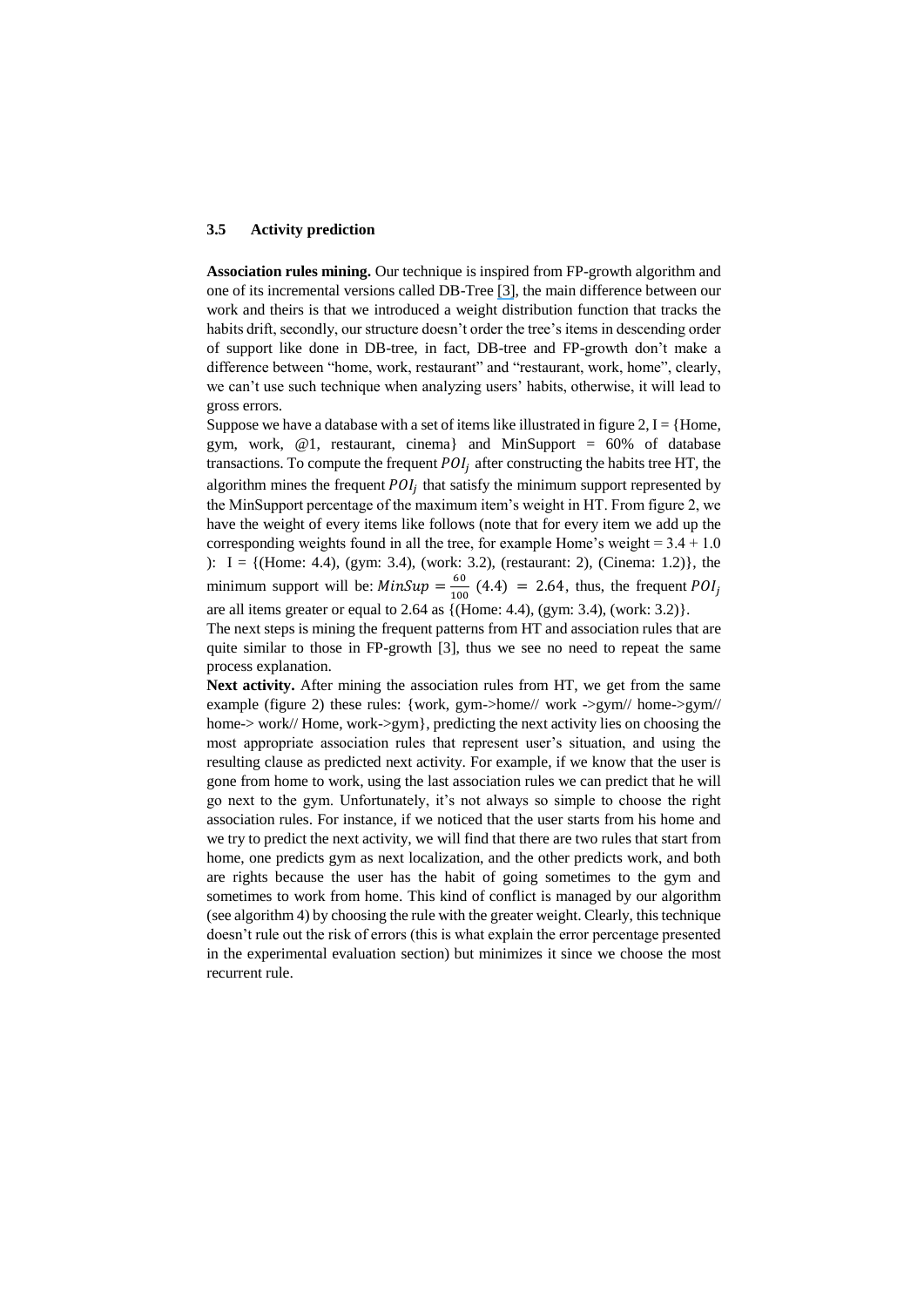### 3.5 Activity prediction

**Association rules mining.** Our technique is inspired from FP-growth algorithm and one of its incremental versions called DB-Tree [3], the main difference between our work and theirs is that we introduced a weight distribution function that tracks the habits drift, secondly, our structure doesn't order the tree's items in descending order of support like done in DB-tree, in fact, DB-tree and FP-growth don't make a difference between "home, work, restaurant" and "restaurant, work, home", clearly, we can't use such technique when analyzing users' habits, otherwise, it will lead to gross errors.

Suppose we have a database with a set of items like illustrated in figure 2, I = {Home, gym, work, @1, restaurant, cinema} and MinSupport = 60% of database transactions. To compute the frequent $POI_j$ after constructing the habits tree HT, the algorithm mines the frequent $POI_j$ that satisfy the minimum support represented by the MinSupport percentage of the maximum item's weight in HT. From figure 2, we have the weight of every items like follows (note that for every item we add up the corresponding weights found in all the tree, for example Home's weight = 3.4 + 1.0 ): I = {(Home: 4.4), (gym: 3.4), (work: 3.2), (restaurant: 2), (Cinema: 1.2)}, the minimum support will be: $MinSup = \frac{60}{100}\ (4.4)\ =\ 2.64$, thus, the frequent $POI_j$ are all items greater or equal to 2.64 as {(Home: 4.4), (gym: 3.4), (work: 3.2)}.

The next steps is mining the frequent patterns from HT and association rules that are quite similar to those in FP-growth [3], thus we see no need to repeat the same process explanation.

**Next activity.** After mining the association rules from HT, we get from the same example (figure 2) these rules: {work, gym->home// work ->gym// home->gym// home-> work// Home, work->gym}, predicting the next activity lies on choosing the most appropriate association rules that represent user's situation, and using the resulting clause as predicted next activity. For example, if we know that the user is gone from home to work, using the last association rules we can predict that he will go next to the gym. Unfortunately, it's not always so simple to choose the right association rules. For instance, if we noticed that the user starts from his home and we try to predict the next activity, we will find that there are two rules that start from home, one predicts gym as next localization, and the other predicts work, and both are rights because the user has the habit of going sometimes to the gym and sometimes to work from home. This kind of conflict is managed by our algorithm (see algorithm 4) by choosing the rule with the greater weight. Clearly, this technique doesn't rule out the risk of errors (this is what explain the error percentage presented in the experimental evaluation section) but minimizes it since we choose the most recurrent rule.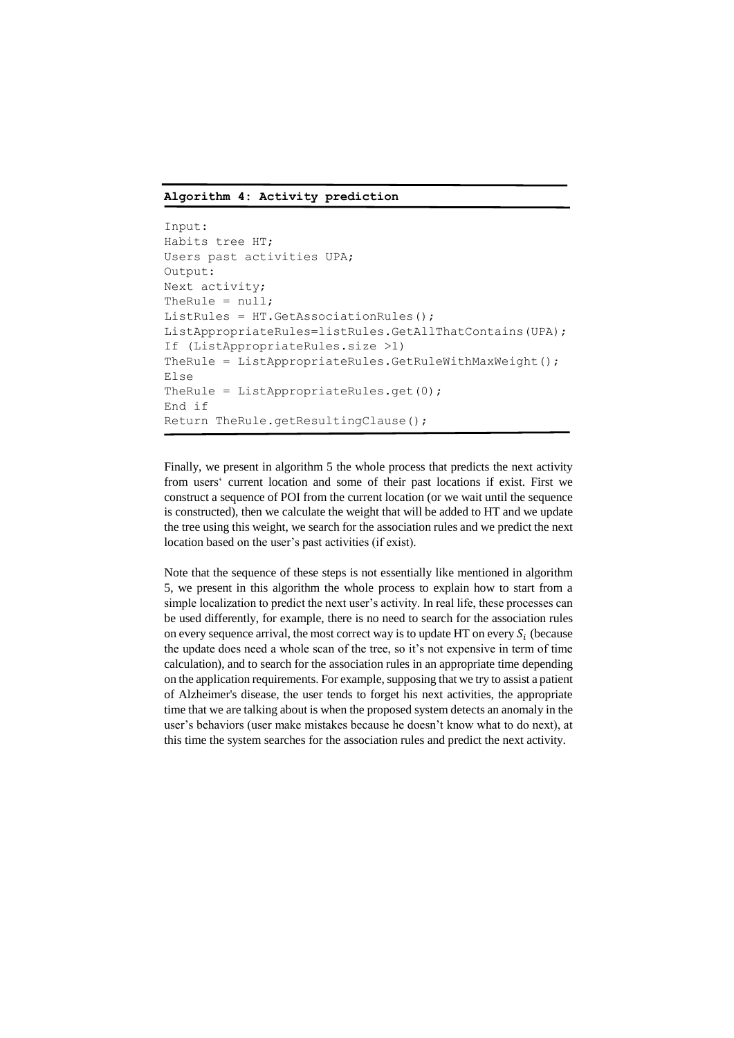**Algorithm 4: Activity prediction**

```
Input:
Habits tree HT;
Users past activities UPA;
Output:
Next activity;
TheRule = null;
ListRules = HT.GetAssociationRules();
ListAppropriateRules=listRules.GetAllThatContains(UPA);
If (ListAppropriateRules.size >1)
TheRule = ListAppropriateRules.GetRuleWithMaxWeight();
Else
TheRule = ListAppropriateRules.get(0);
End if
Return TheRule.getResultingClause();
```

Finally, we present in algorithm 5 the whole process that predicts the next activity from users' current location and some of their past locations if exist. First we construct a sequence of POI from the current location (or we wait until the sequence is constructed), then we calculate the weight that will be added to HT and we update the tree using this weight, we search for the association rules and we predict the next location based on the user's past activities (if exist).

Note that the sequence of these steps is not essentially like mentioned in algorithm 5, we present in this algorithm the whole process to explain how to start from a simple localization to predict the next user's activity. In real life, these processes can be used differently, for example, there is no need to search for the association rules on every sequence arrival, the most correct way is to update HT on every $S_i$ (because the update does need a whole scan of the tree, so it's not expensive in term of time calculation), and to search for the association rules in an appropriate time depending on the application requirements. For example, supposing that we try to assist a patient of Alzheimer's disease, the user tends to forget his next activities, the appropriate time that we are talking about is when the proposed system detects an anomaly in the user's behaviors (user make mistakes because he doesn't know what to do next), at this time the system searches for the association rules and predict the next activity.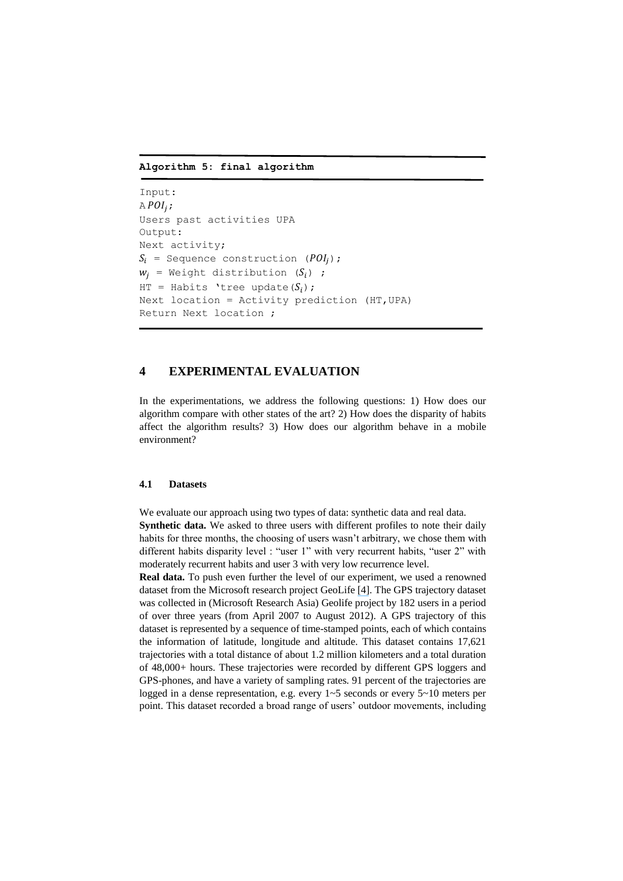**Algorithm 5: final algorithm**

```
Input:
A POI_j;
Users past activities UPA
Output:
Next activity;
S_i = Sequence construction (POI_j);
w_j = Weight distribution (S_i) ;
HT = Habits 'tree update(S_i);
Next location = Activity prediction (HT,UPA)
Return Next location ;
```

# 4 EXPERIMENTAL EVALUATION

In the experimentations, we address the following questions: 1) How does our algorithm compare with other states of the art? 2) How does the disparity of habits affect the algorithm results? 3) How does our algorithm behave in a mobile environment?

## 4.1 Datasets

We evaluate our approach using two types of data: synthetic data and real data.

**Synthetic data.** We asked to three users with different profiles to note their daily habits for three months, the choosing of users wasn't arbitrary, we chose them with different habits disparity level : "user 1" with very recurrent habits, "user 2" with moderately recurrent habits and user 3 with very low recurrence level.

**Real data.** To push even further the level of our experiment, we used a renowned dataset from the Microsoft research project GeoLife [4]. The GPS trajectory dataset was collected in (Microsoft Research Asia) Geolife project by 182 users in a period of over three years (from April 2007 to August 2012). A GPS trajectory of this dataset is represented by a sequence of time-stamped points, each of which contains the information of latitude, longitude and altitude. This dataset contains 17,621 trajectories with a total distance of about 1.2 million kilometers and a total duration of 48,000+ hours. These trajectories were recorded by different GPS loggers and GPS-phones, and have a variety of sampling rates. 91 percent of the trajectories are logged in a dense representation, e.g. every 1~5 seconds or every 5~10 meters per point. This dataset recorded a broad range of users' outdoor movements, including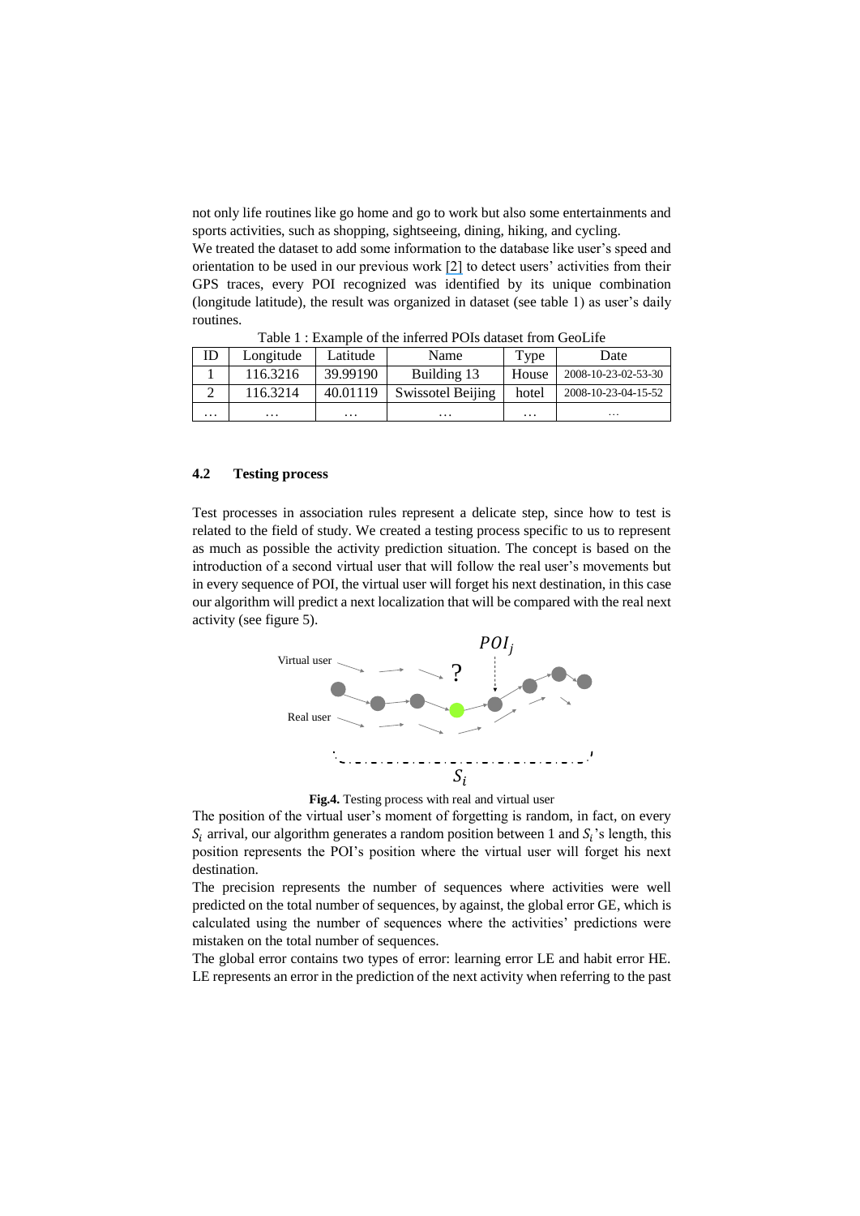not only life routines like go home and go to work but also some entertainments and sports activities, such as shopping, sightseeing, dining, hiking, and cycling.
We treated the dataset to add some information to the database like user's speed and orientation to be used in our previous work [2] to detect users' activities from their GPS traces, every POI recognized was identified by its unique combination (longitude latitude), the result was organized in dataset (see table 1) as user's daily routines.

Table 1 : Example of the inferred POIs dataset from GeoLife

| ID | Longitude | Latitude | Name | Type | Date |
|---|---|---|---|---|---|
| 1 | 116.3216 | 39.99190 | Building 13 | House | 2008-10-23-02-53-30 |
| 2 | 116.3214 | 40.01119 | Swissotel Beijing | hotel | 2008-10-23-04-15-52 |
| … | … | … | … | … | … |

### 4.2 Testing process

Test processes in association rules represent a delicate step, since how to test is related to the field of study. We created a testing process specific to us to represent as much as possible the activity prediction situation. The concept is based on the introduction of a second virtual user that will follow the real user's movements but in every sequence of POI, the virtual user will forget his next destination, in this case our algorithm will predict a next localization that will be compared with the real next activity (see figure 5).

**Fig.4.** Testing process with real and virtual user

The position of the virtual user's moment of forgetting is random, in fact, on every $S_i$ arrival, our algorithm generates a random position between 1 and $S_i$'s length, this position represents the POI's position where the virtual user will forget his next destination.
The precision represents the number of sequences where activities were well predicted on the total number of sequences, by against, the global error GE, which is calculated using the number of sequences where the activities' predictions were mistaken on the total number of sequences.
The global error contains two types of error: learning error LE and habit error HE. LE represents an error in the prediction of the next activity when referring to the past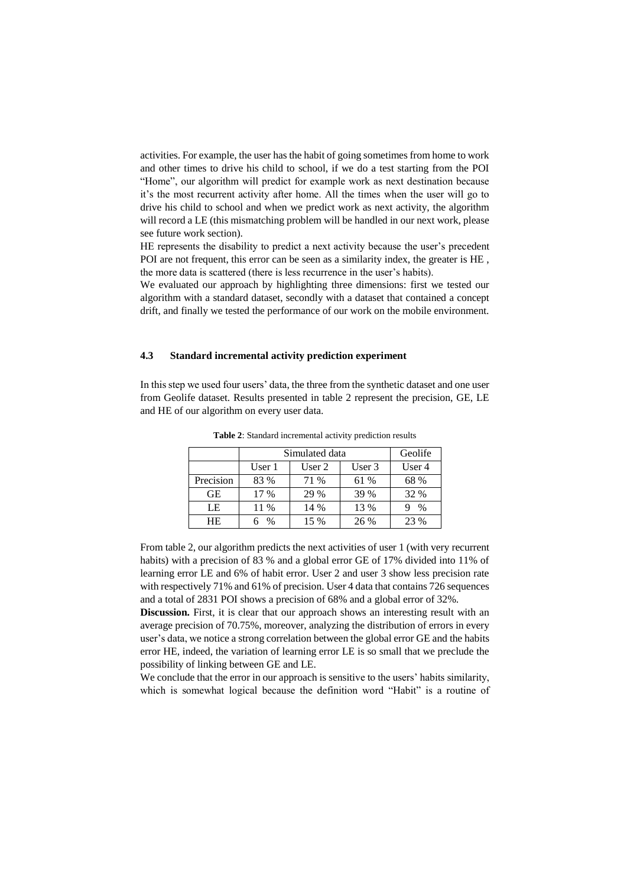activities. For example, the user has the habit of going sometimes from home to work and other times to drive his child to school, if we do a test starting from the POI "Home", our algorithm will predict for example work as next destination because it's the most recurrent activity after home. All the times when the user will go to drive his child to school and when we predict work as next activity, the algorithm will record a LE (this mismatching problem will be handled in our next work, please see future work section).

HE represents the disability to predict a next activity because the user's precedent POI are not frequent, this error can be seen as a similarity index, the greater is HE , the more data is scattered (there is less recurrence in the user's habits).

We evaluated our approach by highlighting three dimensions: first we tested our algorithm with a standard dataset, secondly with a dataset that contained a concept drift, and finally we tested the performance of our work on the mobile environment.

### 4.3 Standard incremental activity prediction experiment

In this step we used four users' data, the three from the synthetic dataset and one user from Geolife dataset. Results presented in table 2 represent the precision, GE, LE and HE of our algorithm on every user data.

**Table 2**: Standard incremental activity prediction results

| | Simulated data | | | Geolife |
|---|---|---|---|---|
| | User 1 | User 2 | User 3 | User 4 |
| Precision | 83 % | 71 % | 61 % | 68 % |
| GE | 17 % | 29 % | 39 % | 32 % |
| LE | 11 % | 14 % | 13 % | 9 % |
| HE | 6 % | 15 % | 26 % | 23 % |

From table 2, our algorithm predicts the next activities of user 1 (with very recurrent habits) with a precision of 83 % and a global error GE of 17% divided into 11% of learning error LE and 6% of habit error. User 2 and user 3 show less precision rate with respectively 71% and 61% of precision. User 4 data that contains 726 sequences and a total of 2831 POI shows a precision of 68% and a global error of 32%.

**Discussion.** First, it is clear that our approach shows an interesting result with an average precision of 70.75%, moreover, analyzing the distribution of errors in every user's data, we notice a strong correlation between the global error GE and the habits error HE, indeed, the variation of learning error LE is so small that we preclude the possibility of linking between GE and LE.

We conclude that the error in our approach is sensitive to the users' habits similarity, which is somewhat logical because the definition word "Habit" is a routine of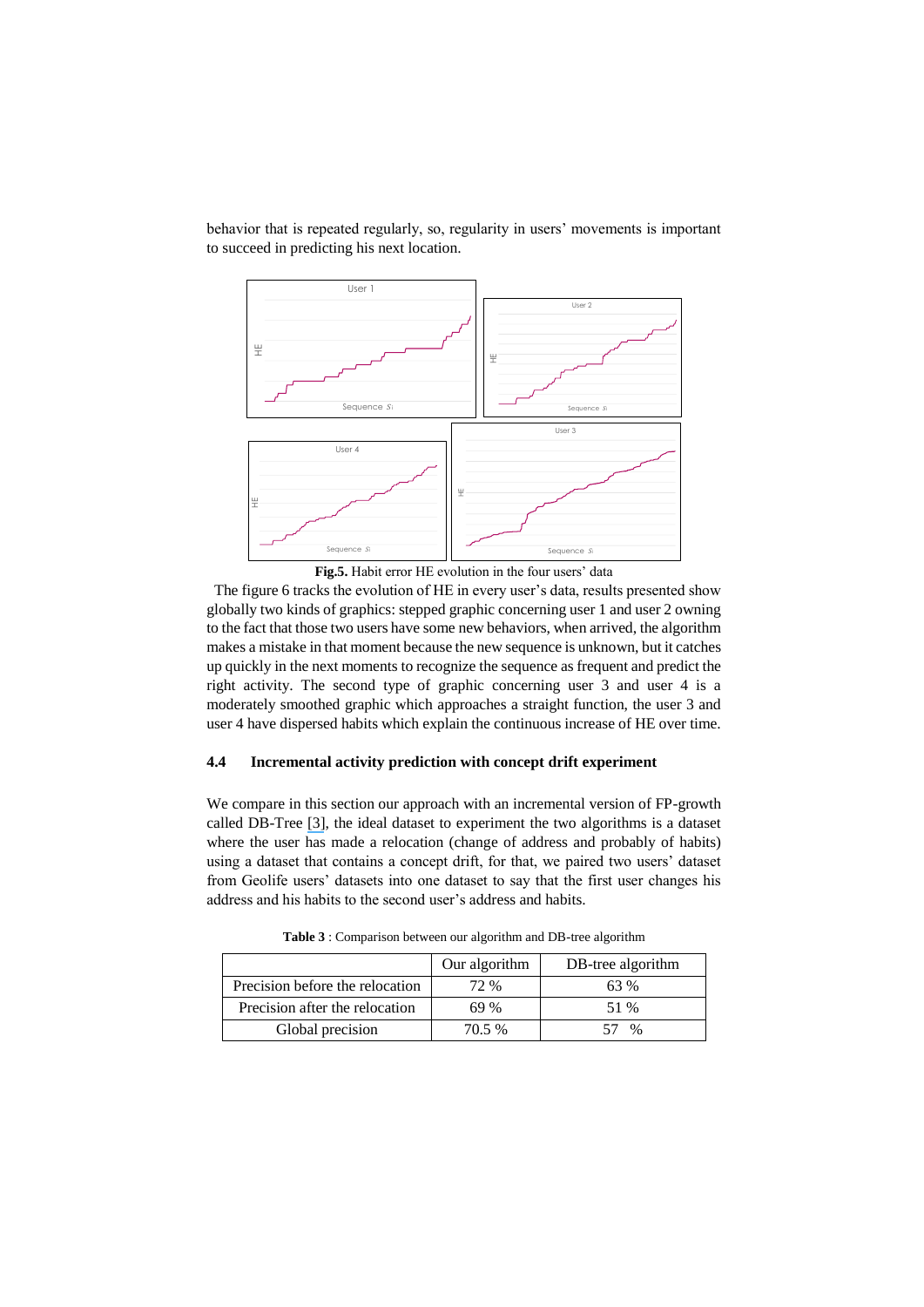behavior that is repeated regularly, so, regularity in users' movements is important to succeed in predicting his next location.

**Fig.5.** Habit error HE evolution in the four users' data

The figure 6 tracks the evolution of HE in every user's data, results presented show globally two kinds of graphics: stepped graphic concerning user 1 and user 2 owning to the fact that those two users have some new behaviors, when arrived, the algorithm makes a mistake in that moment because the new sequence is unknown, but it catches up quickly in the next moments to recognize the sequence as frequent and predict the right activity. The second type of graphic concerning user 3 and user 4 is a moderately smoothed graphic which approaches a straight function, the user 3 and user 4 have dispersed habits which explain the continuous increase of HE over time.

### 4.4 Incremental activity prediction with concept drift experiment

We compare in this section our approach with an incremental version of FP-growth called DB-Tree [3], the ideal dataset to experiment the two algorithms is a dataset where the user has made a relocation (change of address and probably of habits) using a dataset that contains a concept drift, for that, we paired two users' dataset from Geolife users' datasets into one dataset to say that the first user changes his address and his habits to the second user's address and habits.

**Table 3** : Comparison between our algorithm and DB-tree algorithm

| | Our algorithm | DB-tree algorithm |
|---|---|---|
| Precision before the relocation | 72 % | 63 % |
| Precision after the relocation | 69 % | 51 % |
| Global precision | 70.5 % | 57 % |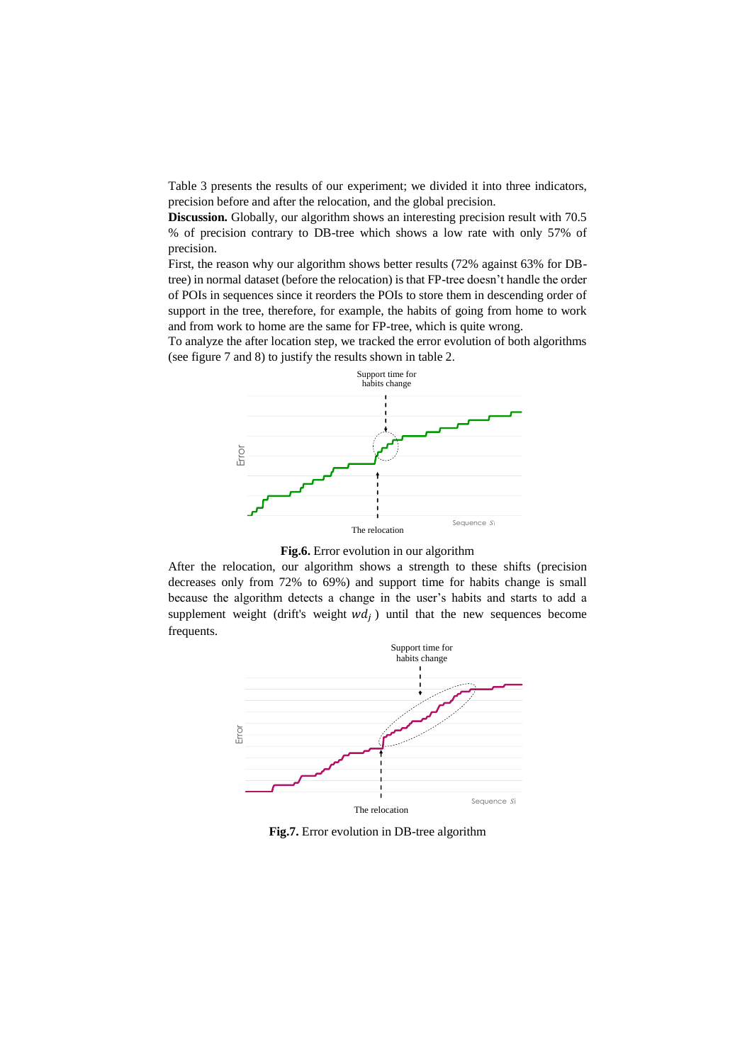Table 3 presents the results of our experiment; we divided it into three indicators, precision before and after the relocation, and the global precision.

**Discussion.** Globally, our algorithm shows an interesting precision result with 70.5 % of precision contrary to DB-tree which shows a low rate with only 57% of precision.

First, the reason why our algorithm shows better results (72% against 63% for DB-tree) in normal dataset (before the relocation) is that FP-tree doesn't handle the order of POIs in sequences since it reorders the POIs to store them in descending order of support in the tree, therefore, for example, the habits of going from home to work and from work to home are the same for FP-tree, which is quite wrong.

To analyze the after location step, we tracked the error evolution of both algorithms (see figure 7 and 8) to justify the results shown in table 2.

**Fig.6.** Error evolution in our algorithm

After the relocation, our algorithm shows a strength to these shifts (precision decreases only from 72% to 69%) and support time for habits change is small because the algorithm detects a change in the user's habits and starts to add a supplement weight (drift's weight $wd_j$ ) until that the new sequences become frequents.

**Fig.7.** Error evolution in DB-tree algorithm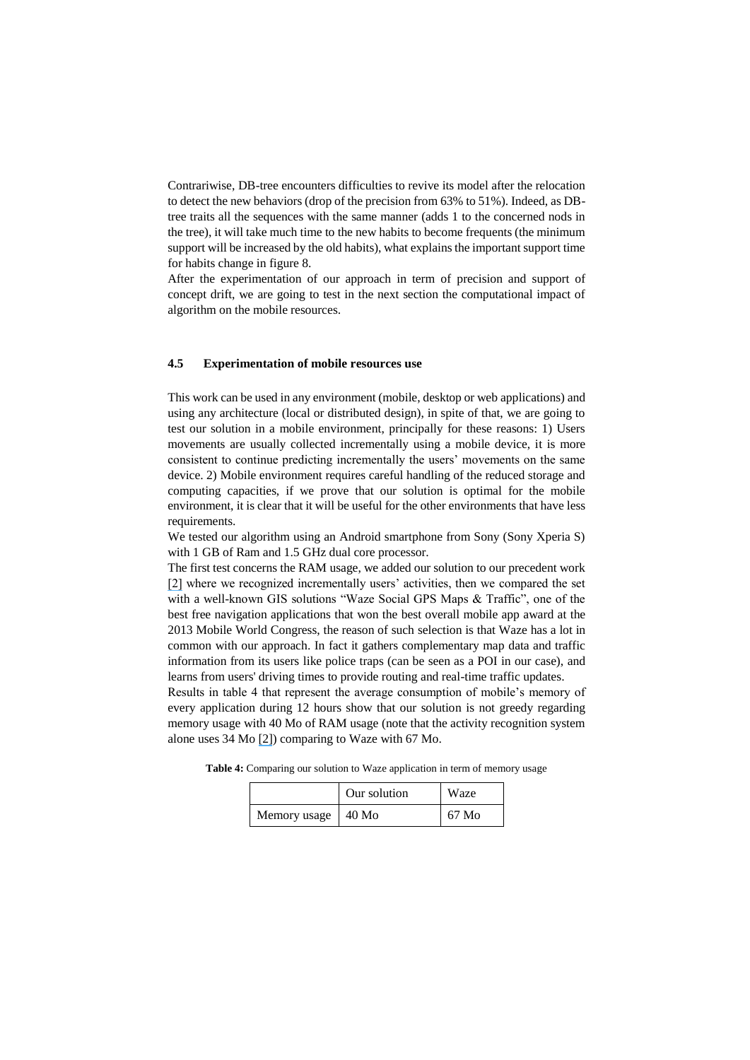Contrariwise, DB-tree encounters difficulties to revive its model after the relocation to detect the new behaviors (drop of the precision from 63% to 51%). Indeed, as DB-tree traits all the sequences with the same manner (adds 1 to the concerned nods in the tree), it will take much time to the new habits to become frequents (the minimum support will be increased by the old habits), what explains the important support time for habits change in figure 8.

After the experimentation of our approach in term of precision and support of concept drift, we are going to test in the next section the computational impact of algorithm on the mobile resources.

### 4.5 Experimentation of mobile resources use

This work can be used in any environment (mobile, desktop or web applications) and using any architecture (local or distributed design), in spite of that, we are going to test our solution in a mobile environment, principally for these reasons: 1) Users movements are usually collected incrementally using a mobile device, it is more consistent to continue predicting incrementally the users' movements on the same device. 2) Mobile environment requires careful handling of the reduced storage and computing capacities, if we prove that our solution is optimal for the mobile environment, it is clear that it will be useful for the other environments that have less requirements.

We tested our algorithm using an Android smartphone from Sony (Sony Xperia S) with 1 GB of Ram and 1.5 GHz dual core processor.

The first test concerns the RAM usage, we added our solution to our precedent work [2] where we recognized incrementally users' activities, then we compared the set with a well-known GIS solutions "Waze Social GPS Maps & Traffic", one of the best free navigation applications that won the best overall mobile app award at the 2013 Mobile World Congress, the reason of such selection is that Waze has a lot in common with our approach. In fact it gathers complementary map data and traffic information from its users like police traps (can be seen as a POI in our case), and learns from users' driving times to provide routing and real-time traffic updates.

Results in table 4 that represent the average consumption of mobile's memory of every application during 12 hours show that our solution is not greedy regarding memory usage with 40 Mo of RAM usage (note that the activity recognition system alone uses 34 Mo [2]) comparing to Waze with 67 Mo.

**Table 4:** Comparing our solution to Waze application in term of memory usage

| | Our solution | Waze |
|---|---|---|
| Memory usage | 40 Mo | 67 Mo |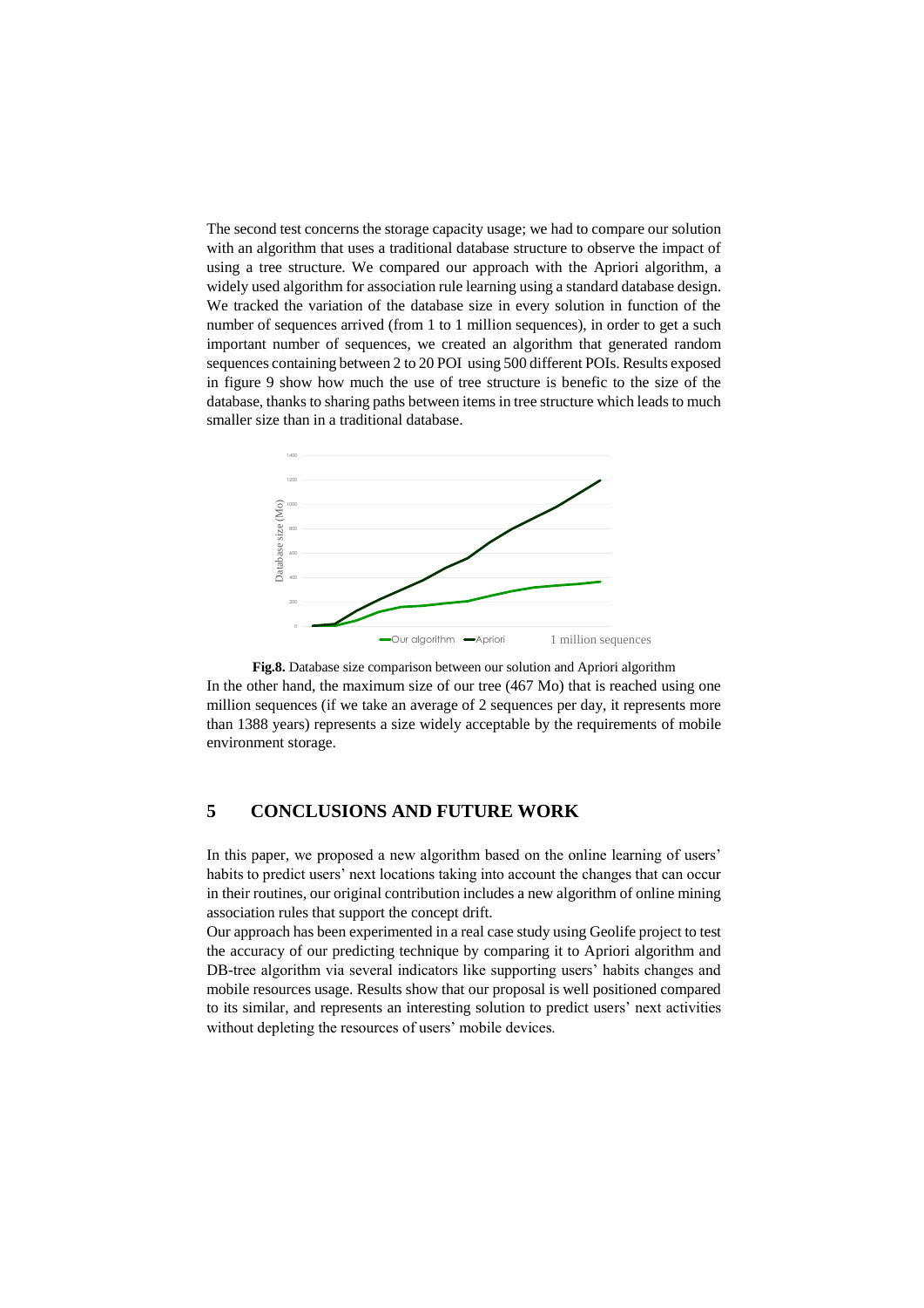The second test concerns the storage capacity usage; we had to compare our solution with an algorithm that uses a traditional database structure to observe the impact of using a tree structure. We compared our approach with the Apriori algorithm, a widely used algorithm for association rule learning using a standard database design. We tracked the variation of the database size in every solution in function of the number of sequences arrived (from 1 to 1 million sequences), in order to get a such important number of sequences, we created an algorithm that generated random sequences containing between 2 to 20 POI using 500 different POIs. Results exposed in figure 9 show how much the use of tree structure is benefic to the size of the database, thanks to sharing paths between items in tree structure which leads to much smaller size than in a traditional database.

**Fig.8.** Database size comparison between our solution and Apriori algorithm

In the other hand, the maximum size of our tree (467 Mo) that is reached using one million sequences (if we take an average of 2 sequences per day, it represents more than 1388 years) represents a size widely acceptable by the requirements of mobile environment storage.

## 5 CONCLUSIONS AND FUTURE WORK

In this paper, we proposed a new algorithm based on the online learning of users' habits to predict users' next locations taking into account the changes that can occur in their routines, our original contribution includes a new algorithm of online mining association rules that support the concept drift.

Our approach has been experimented in a real case study using Geolife project to test the accuracy of our predicting technique by comparing it to Apriori algorithm and DB-tree algorithm via several indicators like supporting users' habits changes and mobile resources usage. Results show that our proposal is well positioned compared to its similar, and represents an interesting solution to predict users' next activities without depleting the resources of users' mobile devices.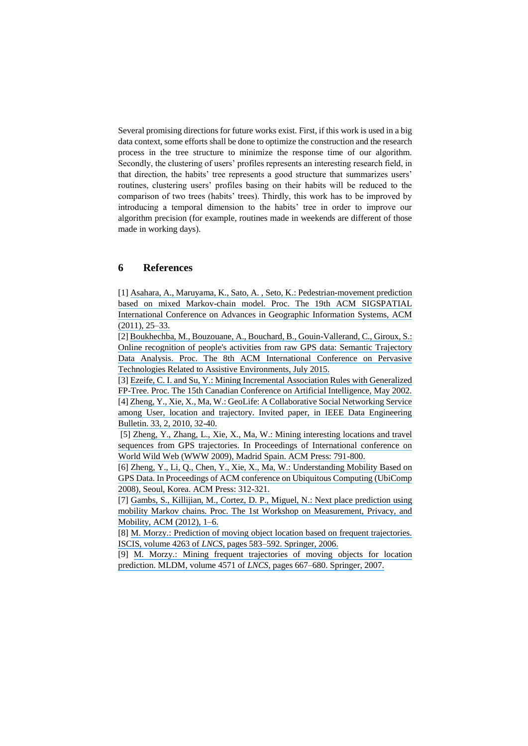Several promising directions for future works exist. First, if this work is used in a big data context, some efforts shall be done to optimize the construction and the research process in the tree structure to minimize the response time of our algorithm. Secondly, the clustering of users' profiles represents an interesting research field, in that direction, the habits' tree represents a good structure that summarizes users' routines, clustering users' profiles basing on their habits will be reduced to the comparison of two trees (habits' trees). Thirdly, this work has to be improved by introducing a temporal dimension to the habits' tree in order to improve our algorithm precision (for example, routines made in weekends are different of those made in working days).

# 6 References

[1] Asahara, A., Maruyama, K., Sato, A. , Seto, K.: Pedestrian-movement prediction based on mixed Markov-chain model. Proc. The 19th ACM SIGSPATIAL International Conference on Advances in Geographic Information Systems, ACM (2011), 25–33.

[2] Boukhechba, M., Bouzouane, A., Bouchard, B., Gouin-Vallerand, C., Giroux, S.: Online recognition of people's activities from raw GPS data: Semantic Trajectory Data Analysis. Proc. The 8th ACM International Conference on Pervasive Technologies Related to Assistive Environments, July 2015.

[3] Ezeife, C. I. and Su, Y.: Mining Incremental Association Rules with Generalized FP-Tree. Proc. The 15th Canadian Conference on Artificial Intelligence, May 2002.

[4] Zheng, Y., Xie, X., Ma, W.: GeoLife: A Collaborative Social Networking Service among User, location and trajectory. Invited paper, in IEEE Data Engineering Bulletin. 33, 2, 2010, 32-40.

[5] Zheng, Y., Zhang, L., Xie, X., Ma, W.: Mining interesting locations and travel sequences from GPS trajectories. In Proceedings of International conference on World Wild Web (WWW 2009), Madrid Spain. ACM Press: 791-800.

[6] Zheng, Y., Li, Q., Chen, Y., Xie, X., Ma, W.: Understanding Mobility Based on GPS Data. In Proceedings of ACM conference on Ubiquitous Computing (UbiComp 2008), Seoul, Korea. ACM Press: 312-321.

[7] Gambs, S., Killijian, M., Cortez, D. P., Miguel, N.: Next place prediction using mobility Markov chains. Proc. The 1st Workshop on Measurement, Privacy, and Mobility, ACM (2012), 1–6.

[8] M. Morzy.: Prediction of moving object location based on frequent trajectories. ISCIS, volume 4263 of *LNCS*, pages 583–592. Springer, 2006.

[9] M. Morzy.: Mining frequent trajectories of moving objects for location prediction. MLDM, volume 4571 of *LNCS*, pages 667–680. Springer, 2007.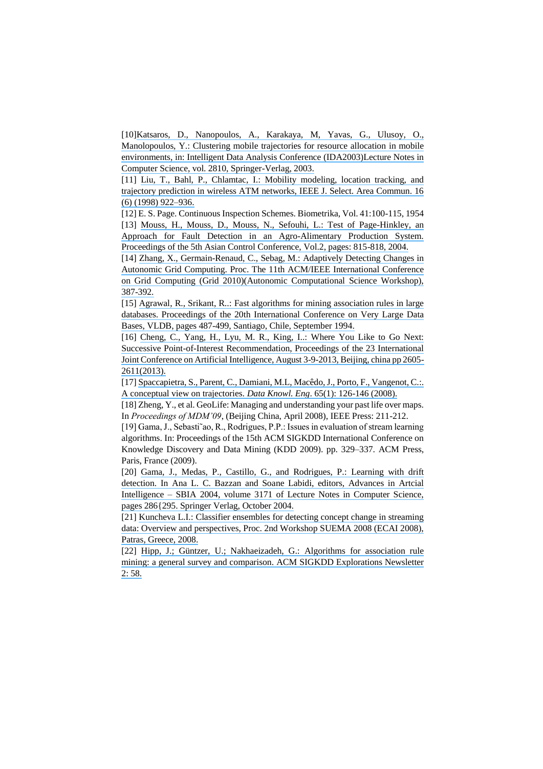[10]Katsaros, D., Nanopoulos, A., Karakaya, M, Yavas, G., Ulusoy, O., Manolopoulos, Y.: Clustering mobile trajectories for resource allocation in mobile environments, in: Intelligent Data Analysis Conference (IDA2003)Lecture Notes in Computer Science, vol. 2810, Springer-Verlag, 2003.

[11] Liu, T., Bahl, P., Chlamtac, I.: Mobility modeling, location tracking, and trajectory prediction in wireless ATM networks, IEEE J. Select. Area Commun. 16 (6) (1998) 922–936.

[12] E. S. Page. Continuous Inspection Schemes. Biometrika, Vol. 41:100-115, 1954

[13] Mouss, H., Mouss, D., Mouss, N., Sefouhi, L.: Test of Page-Hinkley, an Approach for Fault Detection in an Agro-Alimentary Production System. Proceedings of the 5th Asian Control Conference, Vol.2, pages: 815-818, 2004.

[14] Zhang, X., Germain-Renaud, C., Sebag, M.: Adaptively Detecting Changes in Autonomic Grid Computing. Proc. The 11th ACM/IEEE International Conference on Grid Computing (Grid 2010)(Autonomic Computational Science Workshop), 387-392.

[15] Agrawal, R., Srikant, R..: Fast algorithms for mining association rules in large databases. Proceedings of the 20th International Conference on Very Large Data Bases, VLDB, pages 487-499, Santiago, Chile, September 1994.

[16] Cheng, C., Yang, H., Lyu, M. R., King, I..: Where You Like to Go Next: Successive Point-of-Interest Recommendation, Proceedings of the 23 International Joint Conference on Artificial Intelligence, August 3-9-2013, Beijing, china pp 2605-2611(2013).

[17] Spaccapietra, S., Parent, C., Damiani, M.L, Macêdo, J., Porto, F., Vangenot, C.:. A conceptual view on trajectories. *Data Knowl. Eng*. 65(1): 126-146 (2008).

[18] Zheng, Y., et al. GeoLife: Managing and understanding your past life over maps. In *Proceedings of MDM'09*, (Beijing China, April 2008), IEEE Press: 211-212.

[19] Gama, J., Sebasti˜ao, R., Rodrigues, P.P.: Issues in evaluation of stream learning algorithms. In: Proceedings of the 15th ACM SIGKDD International Conference on Knowledge Discovery and Data Mining (KDD 2009). pp. 329–337. ACM Press, Paris, France (2009).

[20] Gama, J., Medas, P., Castillo, G., and Rodrigues, P.: Learning with drift detection. In Ana L. C. Bazzan and Soane Labidi, editors, Advances in Artcial Intelligence – SBIA 2004, volume 3171 of Lecture Notes in Computer Science, pages 286{295. Springer Verlag, October 2004.

[21] Kuncheva L.I.: Classifier ensembles for detecting concept change in streaming data: Overview and perspectives, Proc. 2nd Workshop SUEMA 2008 (ECAI 2008), Patras, Greece, 2008.

[22] Hipp, J.; Güntzer, U.; Nakhaeizadeh, G.: Algorithms for association rule mining: a general survey and comparison. ACM SIGKDD Explorations Newsletter 2: 58.